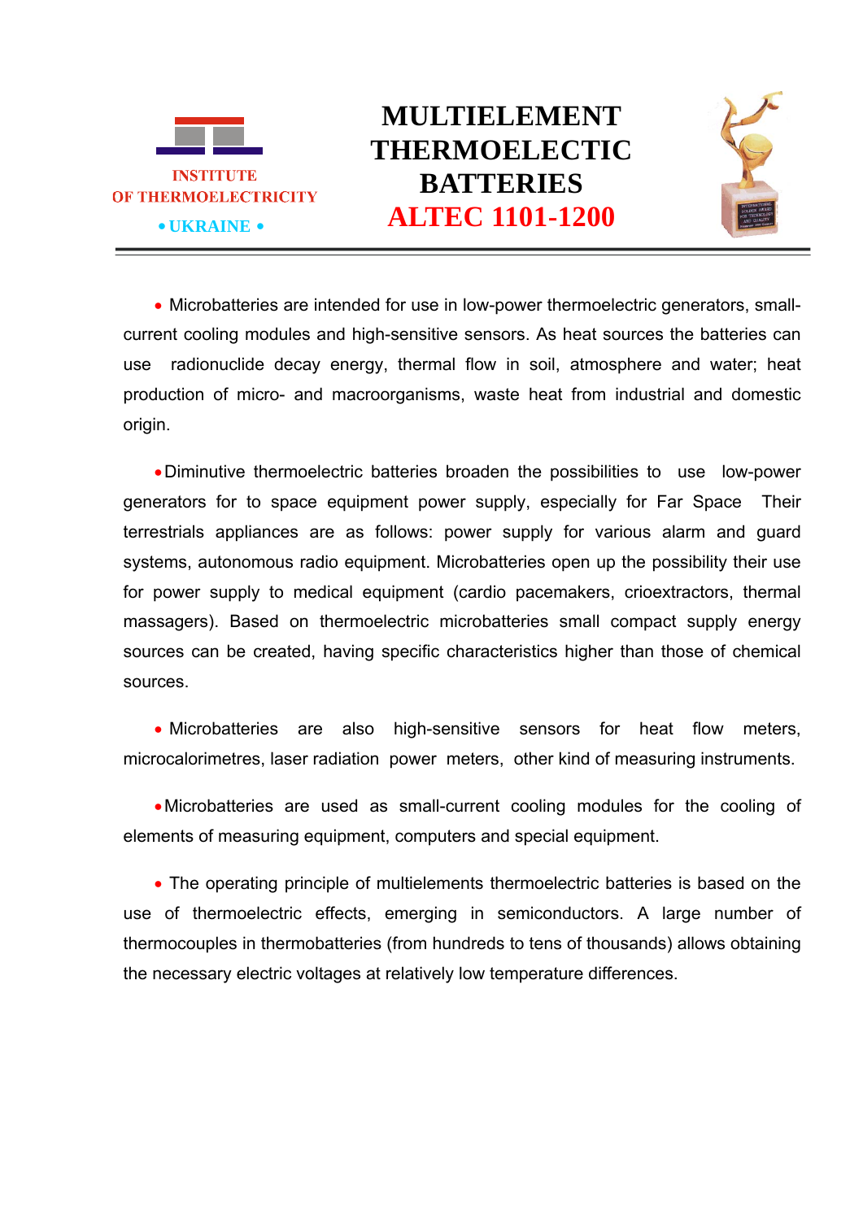INSTITUTE
OF THERMOELECTRICITY
• UKRAINE •

# MULTIELEMENT THERMOELECTIC BATTERIES
# ALTEC 1101-1200

- Microbatteries are intended for use in low-power thermoelectric generators, small-current cooling modules and high-sensitive sensors. As heat sources the batteries can use radionuclide decay energy, thermal flow in soil, atmosphere and water; heat production of micro- and macroorganisms, waste heat from industrial and domestic origin.

- Diminutive thermoelectric batteries broaden the possibilities to use low-power generators for to space equipment power supply, especially for Far Space Their terrestrials appliances are as follows: power supply for various alarm and guard systems, autonomous radio equipment. Microbatteries open up the possibility their use for power supply to medical equipment (cardio pacemakers, crioextractors, thermal massagers). Based on thermoelectric microbatteries small compact supply energy sources can be created, having specific characteristics higher than those of chemical sources.

- Microbatteries are also high-sensitive sensors for heat flow meters, microcalorimetres, laser radiation power meters, other kind of measuring instruments.

- Microbatteries are used as small-current cooling modules for the cooling of elements of measuring equipment, computers and special equipment.

- The operating principle of multielements thermoelectric batteries is based on the use of thermoelectric effects, emerging in semiconductors. A large number of thermocouples in thermobatteries (from hundreds to tens of thousands) allows obtaining the necessary electric voltages at relatively low temperature differences.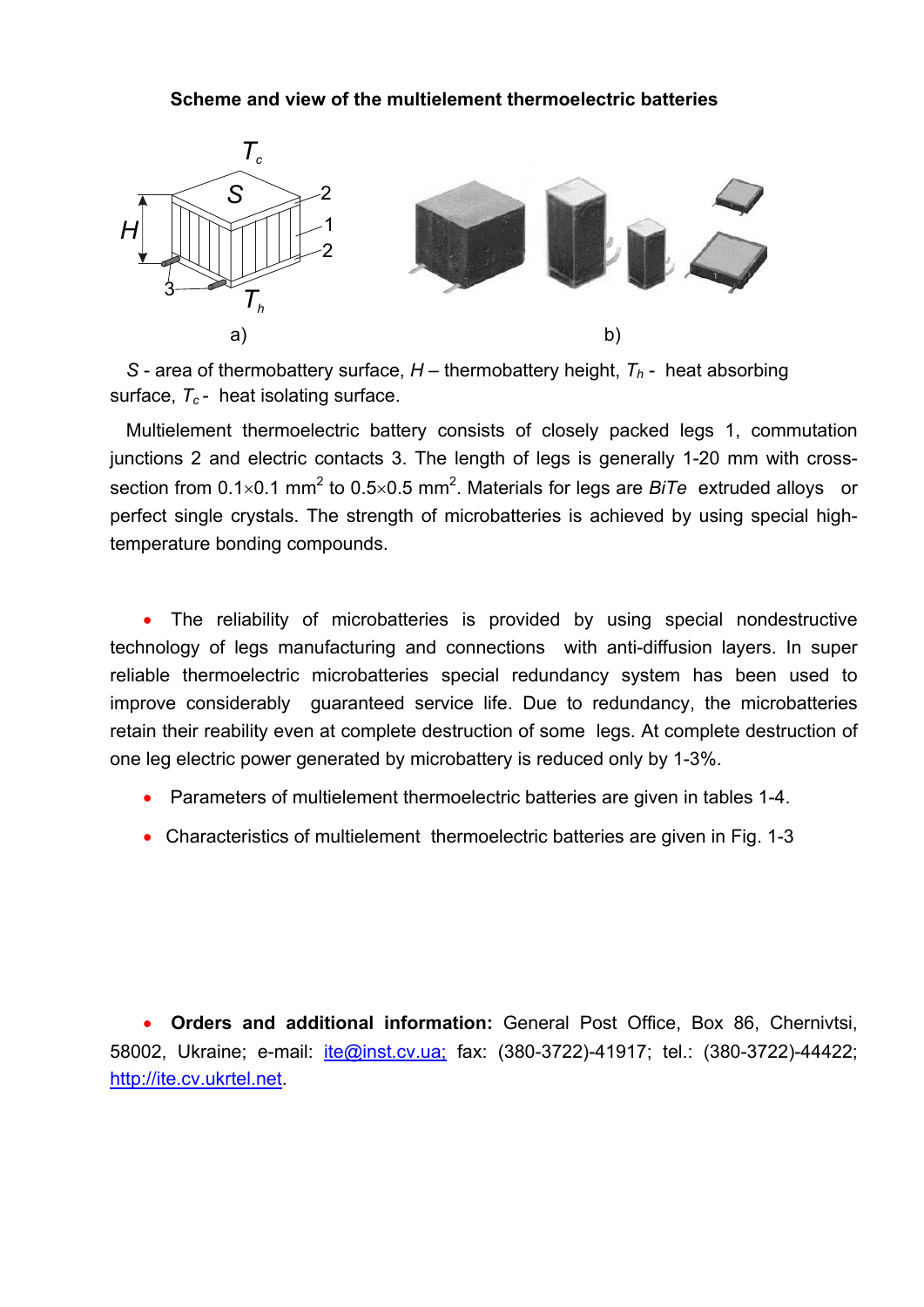**Scheme and view of the multielement thermoelectric batteries**

a) b)

$S$ - area of thermobattery surface, $H$ – thermobattery height, $T_h$ - heat absorbing surface, $T_c$ - heat isolating surface.

Multielement thermoelectric battery consists of closely packed legs 1, commutation junctions 2 and electric contacts 3. The length of legs is generally 1-20 mm with cross-section from 0.1×0.1 mm$^2$ to 0.5×0.5 mm$^2$. Materials for legs are *BiTe* extruded alloys or perfect single crystals. The strength of microbatteries is achieved by using special high-temperature bonding compounds.

- The reliability of microbatteries is provided by using special nondestructive technology of legs manufacturing and connections with anti-diffusion layers. In super reliable thermoelectric microbatteries special redundancy system has been used to improve considerably guaranteed service life. Due to redundancy, the microbatteries retain their reability even at complete destruction of some legs. At complete destruction of one leg electric power generated by microbattery is reduced only by 1-3%.
- Parameters of multielement thermoelectric batteries are given in tables 1-4.
- Characteristics of multielement thermoelectric batteries are given in Fig. 1-3

- **Orders and additional information:** General Post Office, Box 86, Chernivtsi, 58002, Ukraine; e-mail: ite@inst.cv.ua; fax: (380-3722)-41917; tel.: (380-3722)-44422; http://ite.cv.ukrtel.net.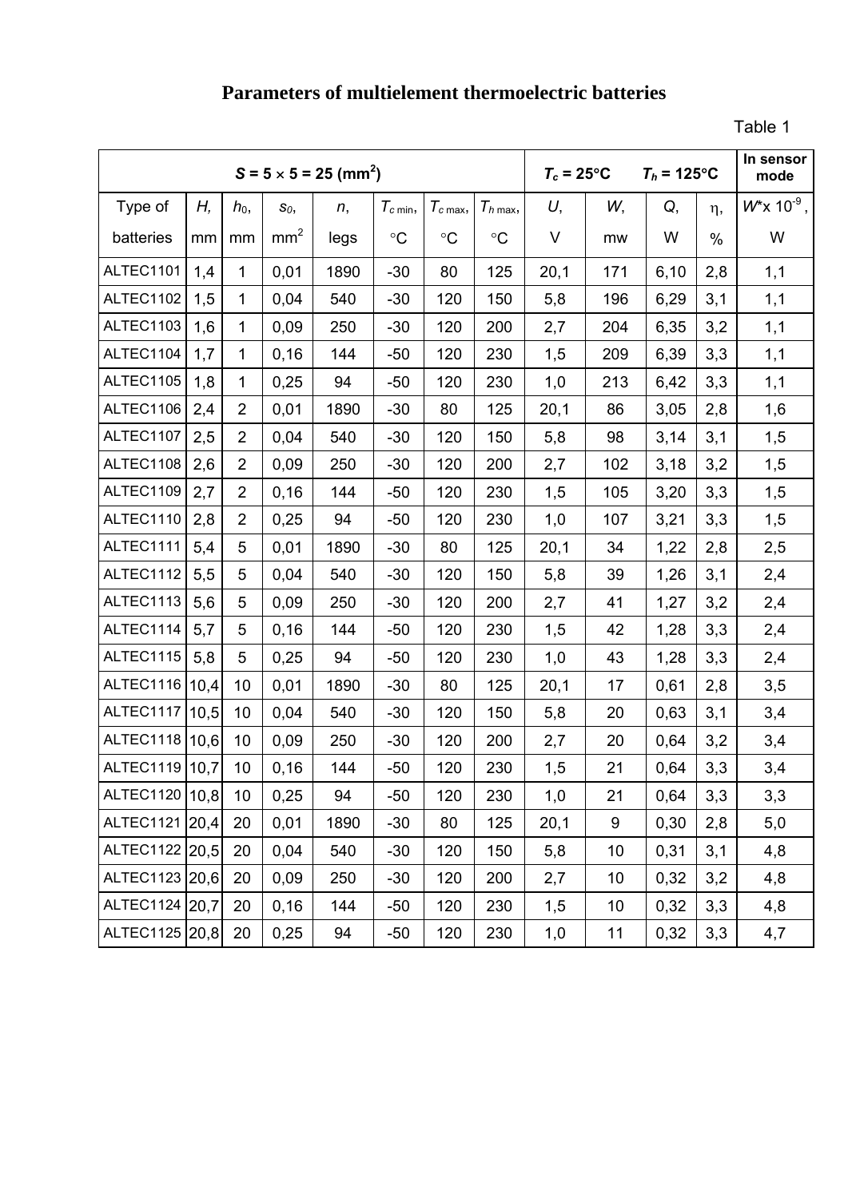# Parameters of multielement thermoelectric batteries

Table 1

| $S = 5 \times 5 = 25$ (mm$^2$) | | | | | | | | $T_c = 25$°C $T_h = 125$°C | | | | In sensor mode |
|---|---|---|---|---|---|---|---|---|---|---|---|---|
| Type of batteries | $H$, mm | $h_0$, mm | $s_0$, mm$^2$ | $n$, legs | $T_{c\,min}$, °C | $T_{c\,max}$, °C | $T_{h\,max}$, °C | $U$, V | $W$, mw | $Q$, W | η, % | $W^* \times 10^{-9}$, W |
| ALTEC1101 | 1,4 | 1 | 0,01 | 1890 | -30 | 80 | 125 | 20,1 | 171 | 6,10 | 2,8 | 1,1 |
| ALTEC1102 | 1,5 | 1 | 0,04 | 540 | -30 | 120 | 150 | 5,8 | 196 | 6,29 | 3,1 | 1,1 |
| ALTEC1103 | 1,6 | 1 | 0,09 | 250 | -30 | 120 | 200 | 2,7 | 204 | 6,35 | 3,2 | 1,1 |
| ALTEC1104 | 1,7 | 1 | 0,16 | 144 | -50 | 120 | 230 | 1,5 | 209 | 6,39 | 3,3 | 1,1 |
| ALTEC1105 | 1,8 | 1 | 0,25 | 94 | -50 | 120 | 230 | 1,0 | 213 | 6,42 | 3,3 | 1,1 |
| ALTEC1106 | 2,4 | 2 | 0,01 | 1890 | -30 | 80 | 125 | 20,1 | 86 | 3,05 | 2,8 | 1,6 |
| ALTEC1107 | 2,5 | 2 | 0,04 | 540 | -30 | 120 | 150 | 5,8 | 98 | 3,14 | 3,1 | 1,5 |
| ALTEC1108 | 2,6 | 2 | 0,09 | 250 | -30 | 120 | 200 | 2,7 | 102 | 3,18 | 3,2 | 1,5 |
| ALTEC1109 | 2,7 | 2 | 0,16 | 144 | -50 | 120 | 230 | 1,5 | 105 | 3,20 | 3,3 | 1,5 |
| ALTEC1110 | 2,8 | 2 | 0,25 | 94 | -50 | 120 | 230 | 1,0 | 107 | 3,21 | 3,3 | 1,5 |
| ALTEC1111 | 5,4 | 5 | 0,01 | 1890 | -30 | 80 | 125 | 20,1 | 34 | 1,22 | 2,8 | 2,5 |
| ALTEC1112 | 5,5 | 5 | 0,04 | 540 | -30 | 120 | 150 | 5,8 | 39 | 1,26 | 3,1 | 2,4 |
| ALTEC1113 | 5,6 | 5 | 0,09 | 250 | -30 | 120 | 200 | 2,7 | 41 | 1,27 | 3,2 | 2,4 |
| ALTEC1114 | 5,7 | 5 | 0,16 | 144 | -50 | 120 | 230 | 1,5 | 42 | 1,28 | 3,3 | 2,4 |
| ALTEC1115 | 5,8 | 5 | 0,25 | 94 | -50 | 120 | 230 | 1,0 | 43 | 1,28 | 3,3 | 2,4 |
| ALTEC1116 | 10,4 | 10 | 0,01 | 1890 | -30 | 80 | 125 | 20,1 | 17 | 0,61 | 2,8 | 3,5 |
| ALTEC1117 | 10,5 | 10 | 0,04 | 540 | -30 | 120 | 150 | 5,8 | 20 | 0,63 | 3,1 | 3,4 |
| ALTEC1118 | 10,6 | 10 | 0,09 | 250 | -30 | 120 | 200 | 2,7 | 20 | 0,64 | 3,2 | 3,4 |
| ALTEC1119 | 10,7 | 10 | 0,16 | 144 | -50 | 120 | 230 | 1,5 | 21 | 0,64 | 3,3 | 3,4 |
| ALTEC1120 | 10,8 | 10 | 0,25 | 94 | -50 | 120 | 230 | 1,0 | 21 | 0,64 | 3,3 | 3,3 |
| ALTEC1121 | 20,4 | 20 | 0,01 | 1890 | -30 | 80 | 125 | 20,1 | 9 | 0,30 | 2,8 | 5,0 |
| ALTEC1122 | 20,5 | 20 | 0,04 | 540 | -30 | 120 | 150 | 5,8 | 10 | 0,31 | 3,1 | 4,8 |
| ALTEC1123 | 20,6 | 20 | 0,09 | 250 | -30 | 120 | 200 | 2,7 | 10 | 0,32 | 3,2 | 4,8 |
| ALTEC1124 | 20,7 | 20 | 0,16 | 144 | -50 | 120 | 230 | 1,5 | 10 | 0,32 | 3,3 | 4,8 |
| ALTEC1125 | 20,8 | 20 | 0,25 | 94 | -50 | 120 | 230 | 1,0 | 11 | 0,32 | 3,3 | 4,7 |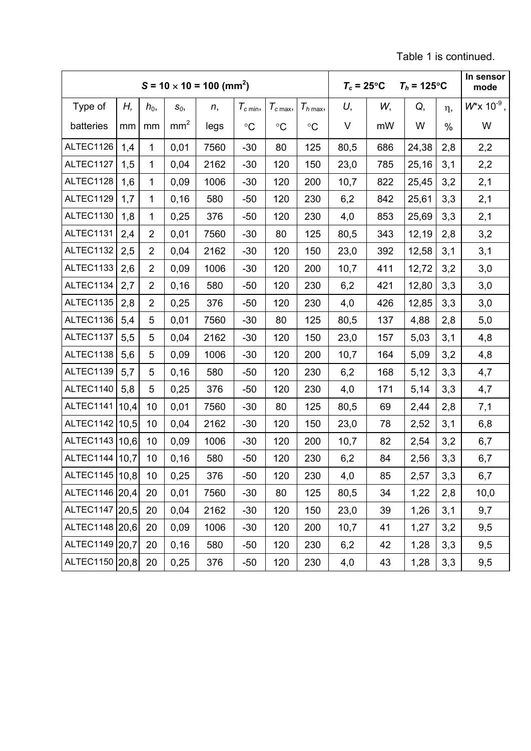Table 1 is continued.

| $S$ = 10 × 10 = 100 (mm$^2$) | | | | | | | | $T_c$ = 25°C $T_h$ = 125°C | | | | In sensor mode |
|---|---|---|---|---|---|---|---|---|---|---|---|---|
| Type of batteries | $H$, mm | $h_0$, mm | $s_0$, mm$^2$ | $n$, legs | $T_{c\,min}$, °C | $T_{c\,max}$, °C | $T_{h\,max}$, °C | $U$, V | $W$, mW | $Q$, W | $\eta$, % | $W^* \times 10^{-9}$, W |
| ALTEC1126 | 1,4 | 1 | 0,01 | 7560 | -30 | 80 | 125 | 80,5 | 686 | 24,38 | 2,8 | 2,2 |
| ALTEC1127 | 1,5 | 1 | 0,04 | 2162 | -30 | 120 | 150 | 23,0 | 785 | 25,16 | 3,1 | 2,2 |
| ALTEC1128 | 1,6 | 1 | 0,09 | 1006 | -30 | 120 | 200 | 10,7 | 822 | 25,45 | 3,2 | 2,1 |
| ALTEC1129 | 1,7 | 1 | 0,16 | 580 | -50 | 120 | 230 | 6,2 | 842 | 25,61 | 3,3 | 2,1 |
| ALTEC1130 | 1,8 | 1 | 0,25 | 376 | -50 | 120 | 230 | 4,0 | 853 | 25,69 | 3,3 | 2,1 |
| ALTEC1131 | 2,4 | 2 | 0,01 | 7560 | -30 | 80 | 125 | 80,5 | 343 | 12,19 | 2,8 | 3,2 |
| ALTEC1132 | 2,5 | 2 | 0,04 | 2162 | -30 | 120 | 150 | 23,0 | 392 | 12,58 | 3,1 | 3,1 |
| ALTEC1133 | 2,6 | 2 | 0,09 | 1006 | -30 | 120 | 200 | 10,7 | 411 | 12,72 | 3,2 | 3,0 |
| ALTEC1134 | 2,7 | 2 | 0,16 | 580 | -50 | 120 | 230 | 6,2 | 421 | 12,80 | 3,3 | 3,0 |
| ALTEC1135 | 2,8 | 2 | 0,25 | 376 | -50 | 120 | 230 | 4,0 | 426 | 12,85 | 3,3 | 3,0 |
| ALTEC1136 | 5,4 | 5 | 0,01 | 7560 | -30 | 80 | 125 | 80,5 | 137 | 4,88 | 2,8 | 5,0 |
| ALTEC1137 | 5,5 | 5 | 0,04 | 2162 | -30 | 120 | 150 | 23,0 | 157 | 5,03 | 3,1 | 4,8 |
| ALTEC1138 | 5,6 | 5 | 0,09 | 1006 | -30 | 120 | 200 | 10,7 | 164 | 5,09 | 3,2 | 4,8 |
| ALTEC1139 | 5,7 | 5 | 0,16 | 580 | -50 | 120 | 230 | 6,2 | 168 | 5,12 | 3,3 | 4,7 |
| ALTEC1140 | 5,8 | 5 | 0,25 | 376 | -50 | 120 | 230 | 4,0 | 171 | 5,14 | 3,3 | 4,7 |
| ALTEC1141 | 10,4 | 10 | 0,01 | 7560 | -30 | 80 | 125 | 80,5 | 69 | 2,44 | 2,8 | 7,1 |
| ALTEC1142 | 10,5 | 10 | 0,04 | 2162 | -30 | 120 | 150 | 23,0 | 78 | 2,52 | 3,1 | 6,8 |
| ALTEC1143 | 10,6 | 10 | 0,09 | 1006 | -30 | 120 | 200 | 10,7 | 82 | 2,54 | 3,2 | 6,7 |
| ALTEC1144 | 10,7 | 10 | 0,16 | 580 | -50 | 120 | 230 | 6,2 | 84 | 2,56 | 3,3 | 6,7 |
| ALTEC1145 | 10,8 | 10 | 0,25 | 376 | -50 | 120 | 230 | 4,0 | 85 | 2,57 | 3,3 | 6,7 |
| ALTEC1146 | 20,4 | 20 | 0,01 | 7560 | -30 | 80 | 125 | 80,5 | 34 | 1,22 | 2,8 | 10,0 |
| ALTEC1147 | 20,5 | 20 | 0,04 | 2162 | -30 | 120 | 150 | 23,0 | 39 | 1,26 | 3,1 | 9,7 |
| ALTEC1148 | 20,6 | 20 | 0,09 | 1006 | -30 | 120 | 200 | 10,7 | 41 | 1,27 | 3,2 | 9,5 |
| ALTEC1149 | 20,7 | 20 | 0,16 | 580 | -50 | 120 | 230 | 6,2 | 42 | 1,28 | 3,3 | 9,5 |
| ALTEC1150 | 20,8 | 20 | 0,25 | 376 | -50 | 120 | 230 | 4,0 | 43 | 1,28 | 3,3 | 9,5 |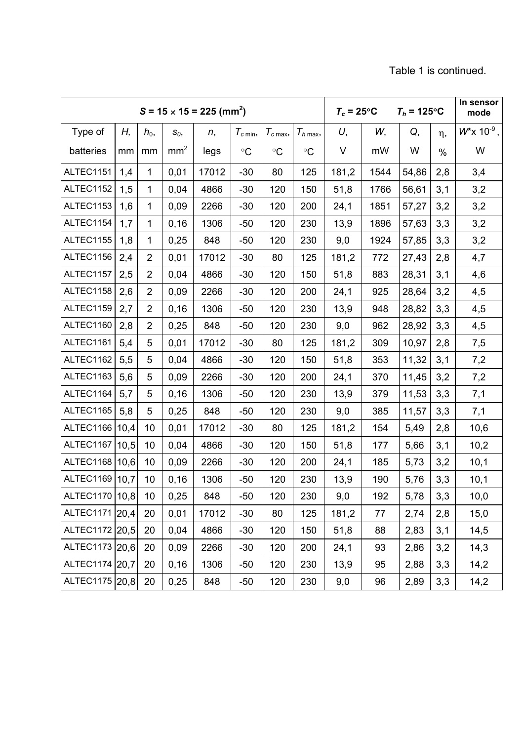Table 1 is continued.

| $S = 15 \times 15 = 225$ ($mm^2$) | | | | | | | | $T_c = 25°C$ $T_h = 125°C$ | | | | In sensor mode |
|---|---|---|---|---|---|---|---|---|---|---|---|---|
| Type of batteries | $H$, mm | $h_0$, mm | $s_0$, $mm^2$ | $n$, legs | $T_{c\,min}$, °C | $T_{c\,max}$, °C | $T_{h\,max}$, °C | $U$, V | $W$, mW | $Q$, W | η, % | $W^* \times 10^{-9}$, W |
| ALTEC1151 | 1,4 | 1 | 0,01 | 17012 | -30 | 80 | 125 | 181,2 | 1544 | 54,86 | 2,8 | 3,4 |
| ALTEC1152 | 1,5 | 1 | 0,04 | 4866 | -30 | 120 | 150 | 51,8 | 1766 | 56,61 | 3,1 | 3,2 |
| ALTEC1153 | 1,6 | 1 | 0,09 | 2266 | -30 | 120 | 200 | 24,1 | 1851 | 57,27 | 3,2 | 3,2 |
| ALTEC1154 | 1,7 | 1 | 0,16 | 1306 | -50 | 120 | 230 | 13,9 | 1896 | 57,63 | 3,3 | 3,2 |
| ALTEC1155 | 1,8 | 1 | 0,25 | 848 | -50 | 120 | 230 | 9,0 | 1924 | 57,85 | 3,3 | 3,2 |
| ALTEC1156 | 2,4 | 2 | 0,01 | 17012 | -30 | 80 | 125 | 181,2 | 772 | 27,43 | 2,8 | 4,7 |
| ALTEC1157 | 2,5 | 2 | 0,04 | 4866 | -30 | 120 | 150 | 51,8 | 883 | 28,31 | 3,1 | 4,6 |
| ALTEC1158 | 2,6 | 2 | 0,09 | 2266 | -30 | 120 | 200 | 24,1 | 925 | 28,64 | 3,2 | 4,5 |
| ALTEC1159 | 2,7 | 2 | 0,16 | 1306 | -50 | 120 | 230 | 13,9 | 948 | 28,82 | 3,3 | 4,5 |
| ALTEC1160 | 2,8 | 2 | 0,25 | 848 | -50 | 120 | 230 | 9,0 | 962 | 28,92 | 3,3 | 4,5 |
| ALTEC1161 | 5,4 | 5 | 0,01 | 17012 | -30 | 80 | 125 | 181,2 | 309 | 10,97 | 2,8 | 7,5 |
| ALTEC1162 | 5,5 | 5 | 0,04 | 4866 | -30 | 120 | 150 | 51,8 | 353 | 11,32 | 3,1 | 7,2 |
| ALTEC1163 | 5,6 | 5 | 0,09 | 2266 | -30 | 120 | 200 | 24,1 | 370 | 11,45 | 3,2 | 7,2 |
| ALTEC1164 | 5,7 | 5 | 0,16 | 1306 | -50 | 120 | 230 | 13,9 | 379 | 11,53 | 3,3 | 7,1 |
| ALTEC1165 | 5,8 | 5 | 0,25 | 848 | -50 | 120 | 230 | 9,0 | 385 | 11,57 | 3,3 | 7,1 |
| ALTEC1166 | 10,4 | 10 | 0,01 | 17012 | -30 | 80 | 125 | 181,2 | 154 | 5,49 | 2,8 | 10,6 |
| ALTEC1167 | 10,5 | 10 | 0,04 | 4866 | -30 | 120 | 150 | 51,8 | 177 | 5,66 | 3,1 | 10,2 |
| ALTEC1168 | 10,6 | 10 | 0,09 | 2266 | -30 | 120 | 200 | 24,1 | 185 | 5,73 | 3,2 | 10,1 |
| ALTEC1169 | 10,7 | 10 | 0,16 | 1306 | -50 | 120 | 230 | 13,9 | 190 | 5,76 | 3,3 | 10,1 |
| ALTEC1170 | 10,8 | 10 | 0,25 | 848 | -50 | 120 | 230 | 9,0 | 192 | 5,78 | 3,3 | 10,0 |
| ALTEC1171 | 20,4 | 20 | 0,01 | 17012 | -30 | 80 | 125 | 181,2 | 77 | 2,74 | 2,8 | 15,0 |
| ALTEC1172 | 20,5 | 20 | 0,04 | 4866 | -30 | 120 | 150 | 51,8 | 88 | 2,83 | 3,1 | 14,5 |
| ALTEC1173 | 20,6 | 20 | 0,09 | 2266 | -30 | 120 | 200 | 24,1 | 93 | 2,86 | 3,2 | 14,3 |
| ALTEC1174 | 20,7 | 20 | 0,16 | 1306 | -50 | 120 | 230 | 13,9 | 95 | 2,88 | 3,3 | 14,2 |
| ALTEC1175 | 20,8 | 20 | 0,25 | 848 | -50 | 120 | 230 | 9,0 | 96 | 2,89 | 3,3 | 14,2 |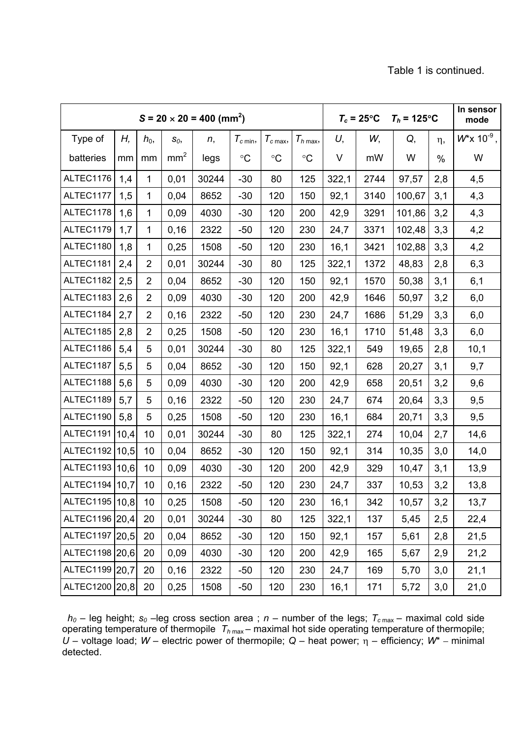Table 1 is continued.

| $S = 20 \times 20 = 400$ (mm$^2$) | | | | | | | | $T_c = 25°C$  $T_h = 125°C$ | | | | In sensor mode |
|---|---|---|---|---|---|---|---|---|---|---|---|---|
| Type of batteries | $H$, mm | $h_0$, mm | $s_0$, mm$^2$ | $n$, legs | $T_{c\,min}$, °C | $T_{c\,max}$, °C | $T_{h\,max}$, °C | $U$, V | $W$, mW | $Q$, W | η, % | $W^* \times 10^{-9}$, W |
| ALTEC1176 | 1,4 | 1 | 0,01 | 30244 | -30 | 80 | 125 | 322,1 | 2744 | 97,57 | 2,8 | 4,5 |
| ALTEC1177 | 1,5 | 1 | 0,04 | 8652 | -30 | 120 | 150 | 92,1 | 3140 | 100,67 | 3,1 | 4,3 |
| ALTEC1178 | 1,6 | 1 | 0,09 | 4030 | -30 | 120 | 200 | 42,9 | 3291 | 101,86 | 3,2 | 4,3 |
| ALTEC1179 | 1,7 | 1 | 0,16 | 2322 | -50 | 120 | 230 | 24,7 | 3371 | 102,48 | 3,3 | 4,2 |
| ALTEC1180 | 1,8 | 1 | 0,25 | 1508 | -50 | 120 | 230 | 16,1 | 3421 | 102,88 | 3,3 | 4,2 |
| ALTEC1181 | 2,4 | 2 | 0,01 | 30244 | -30 | 80 | 125 | 322,1 | 1372 | 48,83 | 2,8 | 6,3 |
| ALTEC1182 | 2,5 | 2 | 0,04 | 8652 | -30 | 120 | 150 | 92,1 | 1570 | 50,38 | 3,1 | 6,1 |
| ALTEC1183 | 2,6 | 2 | 0,09 | 4030 | -30 | 120 | 200 | 42,9 | 1646 | 50,97 | 3,2 | 6,0 |
| ALTEC1184 | 2,7 | 2 | 0,16 | 2322 | -50 | 120 | 230 | 24,7 | 1686 | 51,29 | 3,3 | 6,0 |
| ALTEC1185 | 2,8 | 2 | 0,25 | 1508 | -50 | 120 | 230 | 16,1 | 1710 | 51,48 | 3,3 | 6,0 |
| ALTEC1186 | 5,4 | 5 | 0,01 | 30244 | -30 | 80 | 125 | 322,1 | 549 | 19,65 | 2,8 | 10,1 |
| ALTEC1187 | 5,5 | 5 | 0,04 | 8652 | -30 | 120 | 150 | 92,1 | 628 | 20,27 | 3,1 | 9,7 |
| ALTEC1188 | 5,6 | 5 | 0,09 | 4030 | -30 | 120 | 200 | 42,9 | 658 | 20,51 | 3,2 | 9,6 |
| ALTEC1189 | 5,7 | 5 | 0,16 | 2322 | -50 | 120 | 230 | 24,7 | 674 | 20,64 | 3,3 | 9,5 |
| ALTEC1190 | 5,8 | 5 | 0,25 | 1508 | -50 | 120 | 230 | 16,1 | 684 | 20,71 | 3,3 | 9,5 |
| ALTEC1191 | 10,4 | 10 | 0,01 | 30244 | -30 | 80 | 125 | 322,1 | 274 | 10,04 | 2,7 | 14,6 |
| ALTEC1192 | 10,5 | 10 | 0,04 | 8652 | -30 | 120 | 150 | 92,1 | 314 | 10,35 | 3,0 | 14,0 |
| ALTEC1193 | 10,6 | 10 | 0,09 | 4030 | -30 | 120 | 200 | 42,9 | 329 | 10,47 | 3,1 | 13,9 |
| ALTEC1194 | 10,7 | 10 | 0,16 | 2322 | -50 | 120 | 230 | 24,7 | 337 | 10,53 | 3,2 | 13,8 |
| ALTEC1195 | 10,8 | 10 | 0,25 | 1508 | -50 | 120 | 230 | 16,1 | 342 | 10,57 | 3,2 | 13,7 |
| ALTEC1196 | 20,4 | 20 | 0,01 | 30244 | -30 | 80 | 125 | 322,1 | 137 | 5,45 | 2,5 | 22,4 |
| ALTEC1197 | 20,5 | 20 | 0,04 | 8652 | -30 | 120 | 150 | 92,1 | 157 | 5,61 | 2,8 | 21,5 |
| ALTEC1198 | 20,6 | 20 | 0,09 | 4030 | -30 | 120 | 200 | 42,9 | 165 | 5,67 | 2,9 | 21,2 |
| ALTEC1199 | 20,7 | 20 | 0,16 | 2322 | -50 | 120 | 230 | 24,7 | 169 | 5,70 | 3,0 | 21,1 |
| ALTEC1200 | 20,8 | 20 | 0,25 | 1508 | -50 | 120 | 230 | 16,1 | 171 | 5,72 | 3,0 | 21,0 |

$h_0$ – leg height; $s_0$ –leg cross section area ; $n$ – number of the legs; $T_{c\,max}$ – maximal cold side operating temperature of thermopile $T_{h\,max}$ – maximal hot side operating temperature of thermopile; $U$ – voltage load; $W$ – electric power of thermopile; $Q$ – heat power; η – efficiency; $W^*$ – minimal detected.